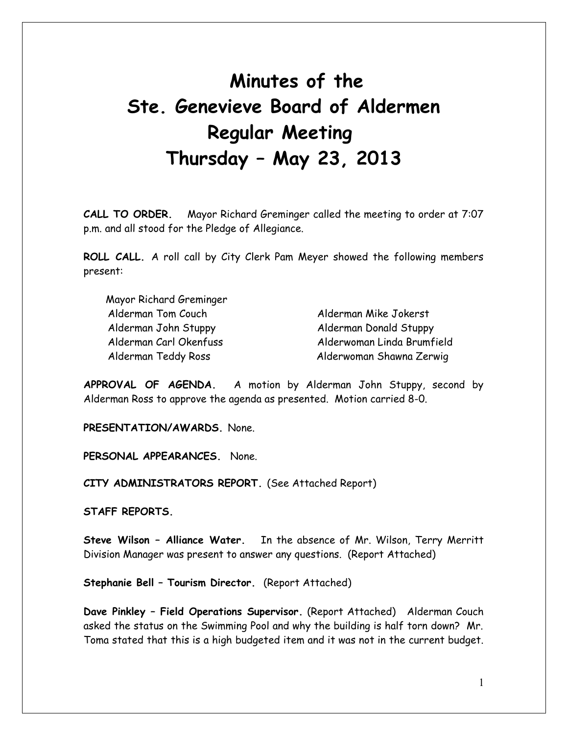# Minutes of the
# Ste. Genevieve Board of Aldermen
# Regular Meeting
# Thursday – May 23, 2013

**CALL TO ORDER.** Mayor Richard Greminger called the meeting to order at 7:07 p.m. and all stood for the Pledge of Allegiance.

**ROLL CALL.** A roll call by City Clerk Pam Meyer showed the following members present:

Mayor Richard Greminger

| | |
|---|---|
| Alderman Tom Couch | Alderman Mike Jokerst |
| Alderman John Stuppy | Alderman Donald Stuppy |
| Alderman Carl Okenfuss | Alderwoman Linda Brumfield |
| Alderman Teddy Ross | Alderwoman Shawna Zerwig |

**APPROVAL OF AGENDA.** A motion by Alderman John Stuppy, second by Alderman Ross to approve the agenda as presented. Motion carried 8-0.

**PRESENTATION/AWARDS.** None.

**PERSONAL APPEARANCES.** None.

**CITY ADMINISTRATORS REPORT.** (See Attached Report)

**STAFF REPORTS.**

**Steve Wilson – Alliance Water.** In the absence of Mr. Wilson, Terry Merritt Division Manager was present to answer any questions. (Report Attached)

**Stephanie Bell – Tourism Director.** (Report Attached)

**Dave Pinkley – Field Operations Supervisor.** (Report Attached) Alderman Couch asked the status on the Swimming Pool and why the building is half torn down? Mr. Toma stated that this is a high budgeted item and it was not in the current budget.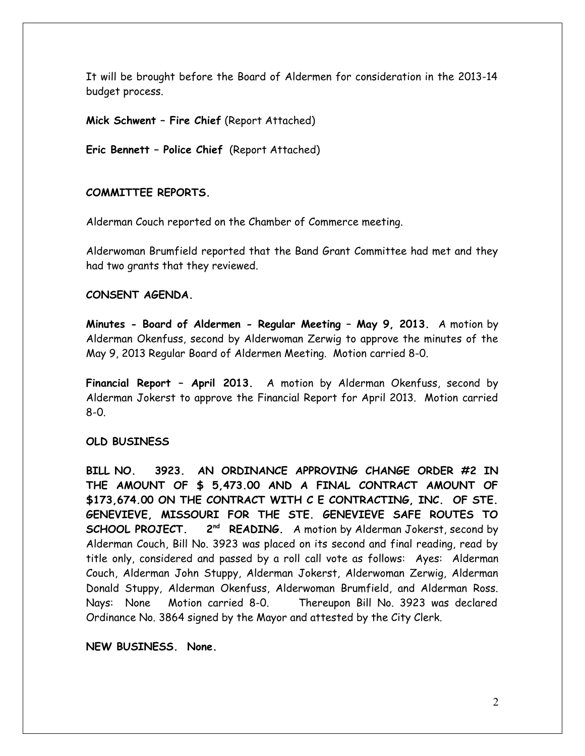It will be brought before the Board of Aldermen for consideration in the 2013-14 budget process.

**Mick Schwent – Fire Chief** (Report Attached)

**Eric Bennett – Police Chief** (Report Attached)

**COMMITTEE REPORTS.**

Alderman Couch reported on the Chamber of Commerce meeting.

Alderwoman Brumfield reported that the Band Grant Committee had met and they had two grants that they reviewed.

**CONSENT AGENDA.**

**Minutes - Board of Aldermen - Regular Meeting – May 9, 2013.** A motion by Alderman Okenfuss, second by Alderwoman Zerwig to approve the minutes of the May 9, 2013 Regular Board of Aldermen Meeting. Motion carried 8-0.

**Financial Report – April 2013.** A motion by Alderman Okenfuss, second by Alderman Jokerst to approve the Financial Report for April 2013. Motion carried 8-0.

**OLD BUSINESS**

**BILL NO. 3923. AN ORDINANCE APPROVING CHANGE ORDER #2 IN THE AMOUNT OF $ 5,473.00 AND A FINAL CONTRACT AMOUNT OF $173,674.00 ON THE CONTRACT WITH C E CONTRACTING, INC. OF STE. GENEVIEVE, MISSOURI FOR THE STE. GENEVIEVE SAFE ROUTES TO SCHOOL PROJECT. 2nd READING.** A motion by Alderman Jokerst, second by Alderman Couch, Bill No. 3923 was placed on its second and final reading, read by title only, considered and passed by a roll call vote as follows: Ayes: Alderman Couch, Alderman John Stuppy, Alderman Jokerst, Alderwoman Zerwig, Alderman Donald Stuppy, Alderman Okenfuss, Alderwoman Brumfield, and Alderman Ross. Nays: None Motion carried 8-0. Thereupon Bill No. 3923 was declared Ordinance No. 3864 signed by the Mayor and attested by the City Clerk.

**NEW BUSINESS. None.**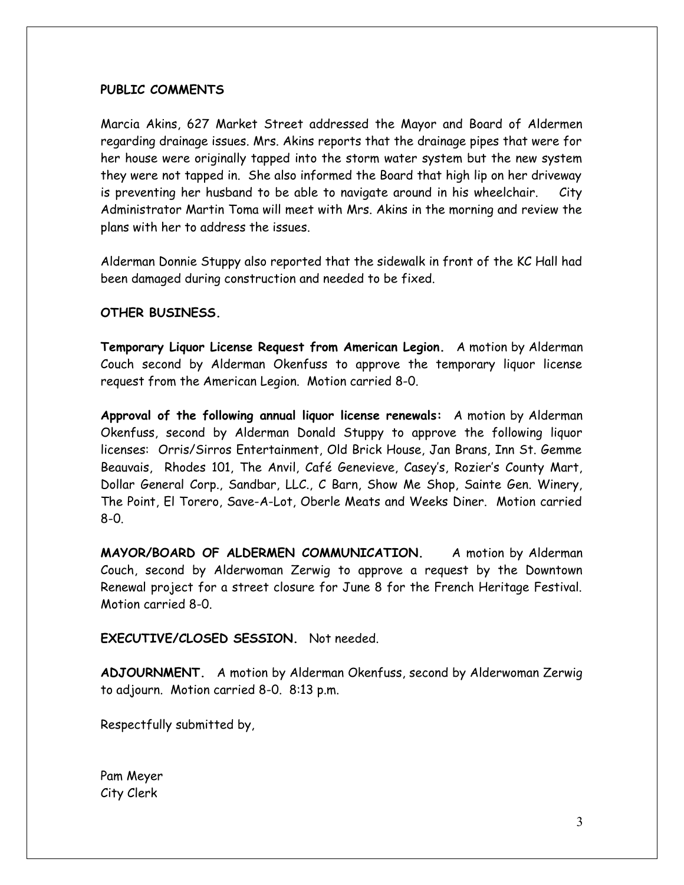**PUBLIC COMMENTS**

Marcia Akins, 627 Market Street addressed the Mayor and Board of Aldermen regarding drainage issues. Mrs. Akins reports that the drainage pipes that were for her house were originally tapped into the storm water system but the new system they were not tapped in. She also informed the Board that high lip on her driveway is preventing her husband to be able to navigate around in his wheelchair. City Administrator Martin Toma will meet with Mrs. Akins in the morning and review the plans with her to address the issues.

Alderman Donnie Stuppy also reported that the sidewalk in front of the KC Hall had been damaged during construction and needed to be fixed.

**OTHER BUSINESS.**

**Temporary Liquor License Request from American Legion.** A motion by Alderman Couch second by Alderman Okenfuss to approve the temporary liquor license request from the American Legion. Motion carried 8-0.

**Approval of the following annual liquor license renewals:** A motion by Alderman Okenfuss, second by Alderman Donald Stuppy to approve the following liquor licenses: Orris/Sirros Entertainment, Old Brick House, Jan Brans, Inn St. Gemme Beauvais, Rhodes 101, The Anvil, Café Genevieve, Casey's, Rozier's County Mart, Dollar General Corp., Sandbar, LLC., C Barn, Show Me Shop, Sainte Gen. Winery, The Point, El Torero, Save-A-Lot, Oberle Meats and Weeks Diner. Motion carried 8-0.

**MAYOR/BOARD OF ALDERMEN COMMUNICATION.** A motion by Alderman Couch, second by Alderwoman Zerwig to approve a request by the Downtown Renewal project for a street closure for June 8 for the French Heritage Festival. Motion carried 8-0.

**EXECUTIVE/CLOSED SESSION.** Not needed.

**ADJOURNMENT.** A motion by Alderman Okenfuss, second by Alderwoman Zerwig to adjourn. Motion carried 8-0. 8:13 p.m.

Respectfully submitted by,

Pam Meyer
City Clerk